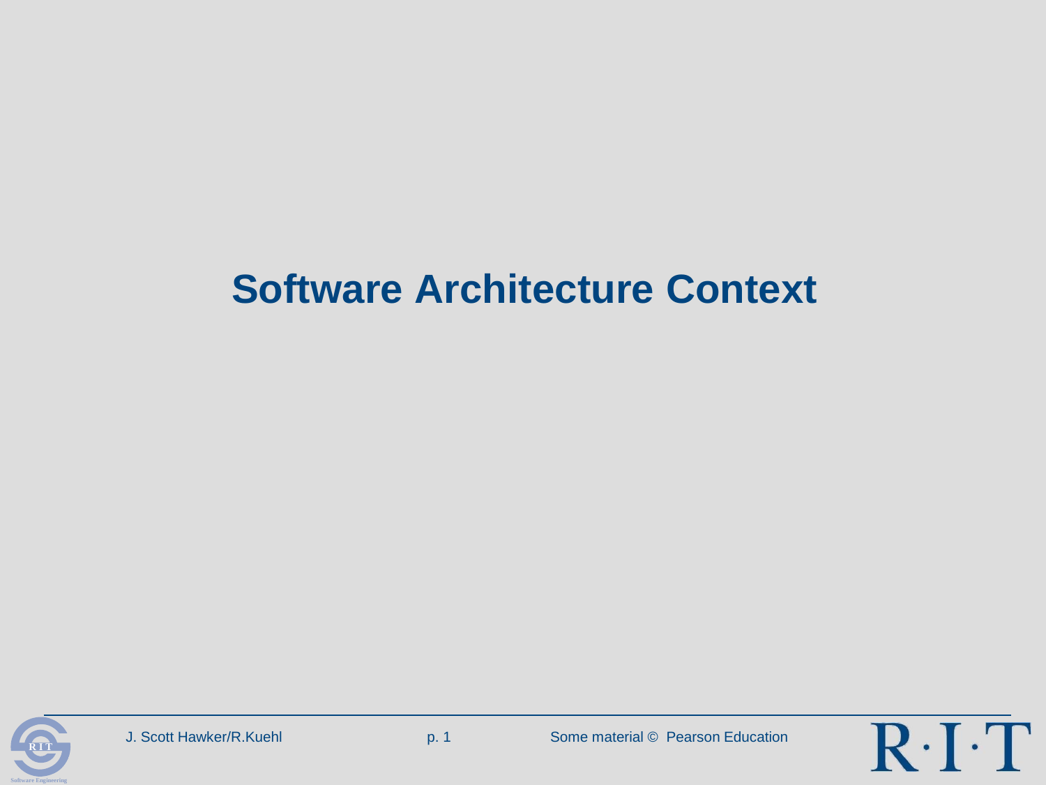# Software Architecture Context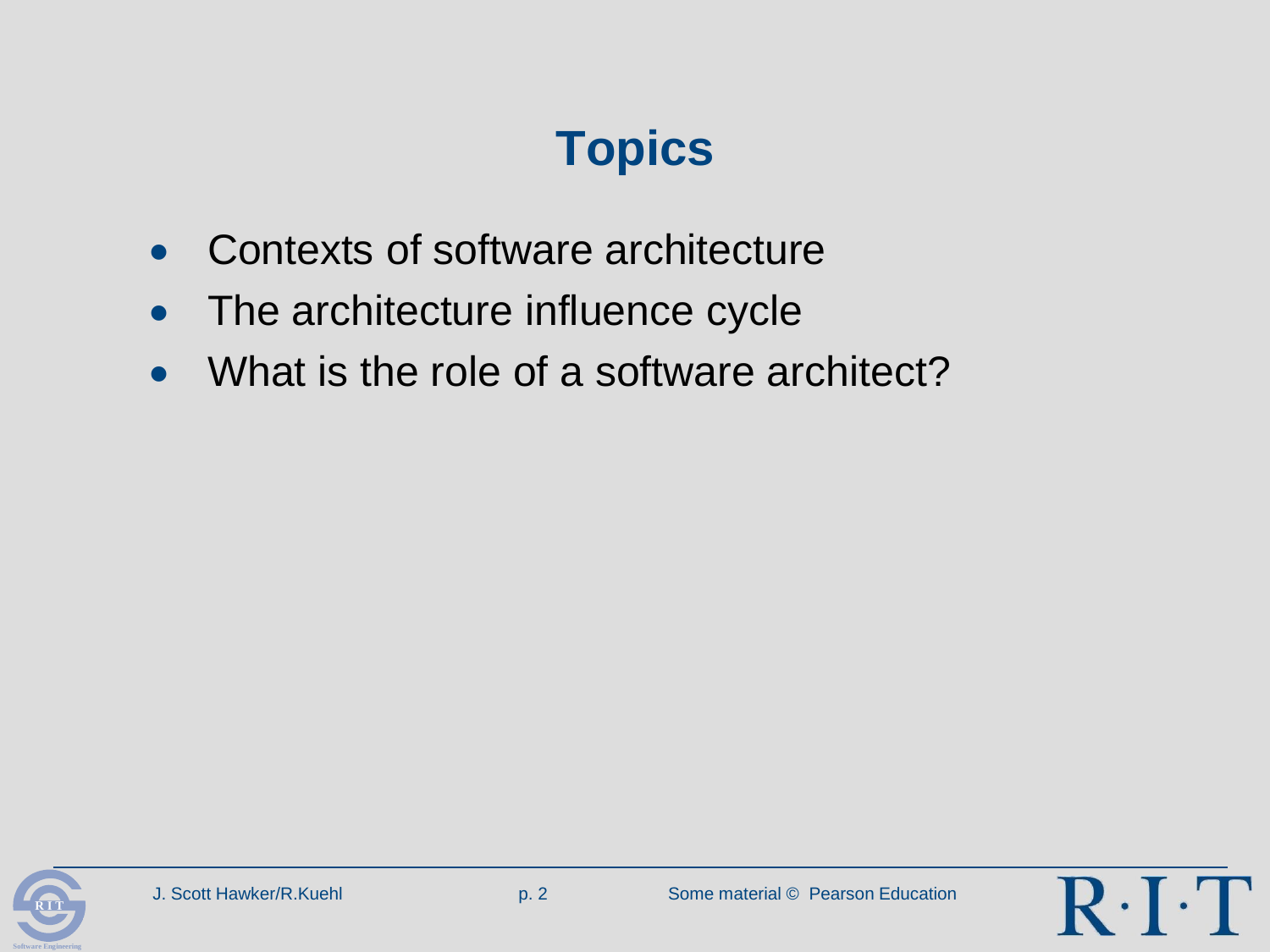# Topics

- Contexts of software architecture
- The architecture influence cycle
- What is the role of a software architect?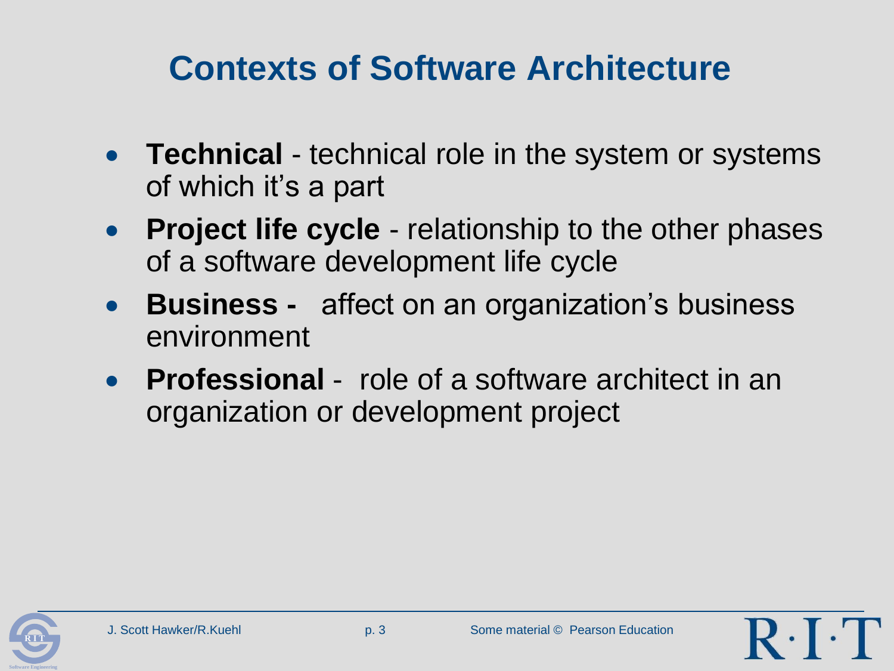# Contexts of Software Architecture

- **Technical** - technical role in the system or systems of which it's a part
- **Project life cycle** - relationship to the other phases of a software development life cycle
- **Business -** affect on an organization's business environment
- **Professional** - role of a software architect in an organization or development project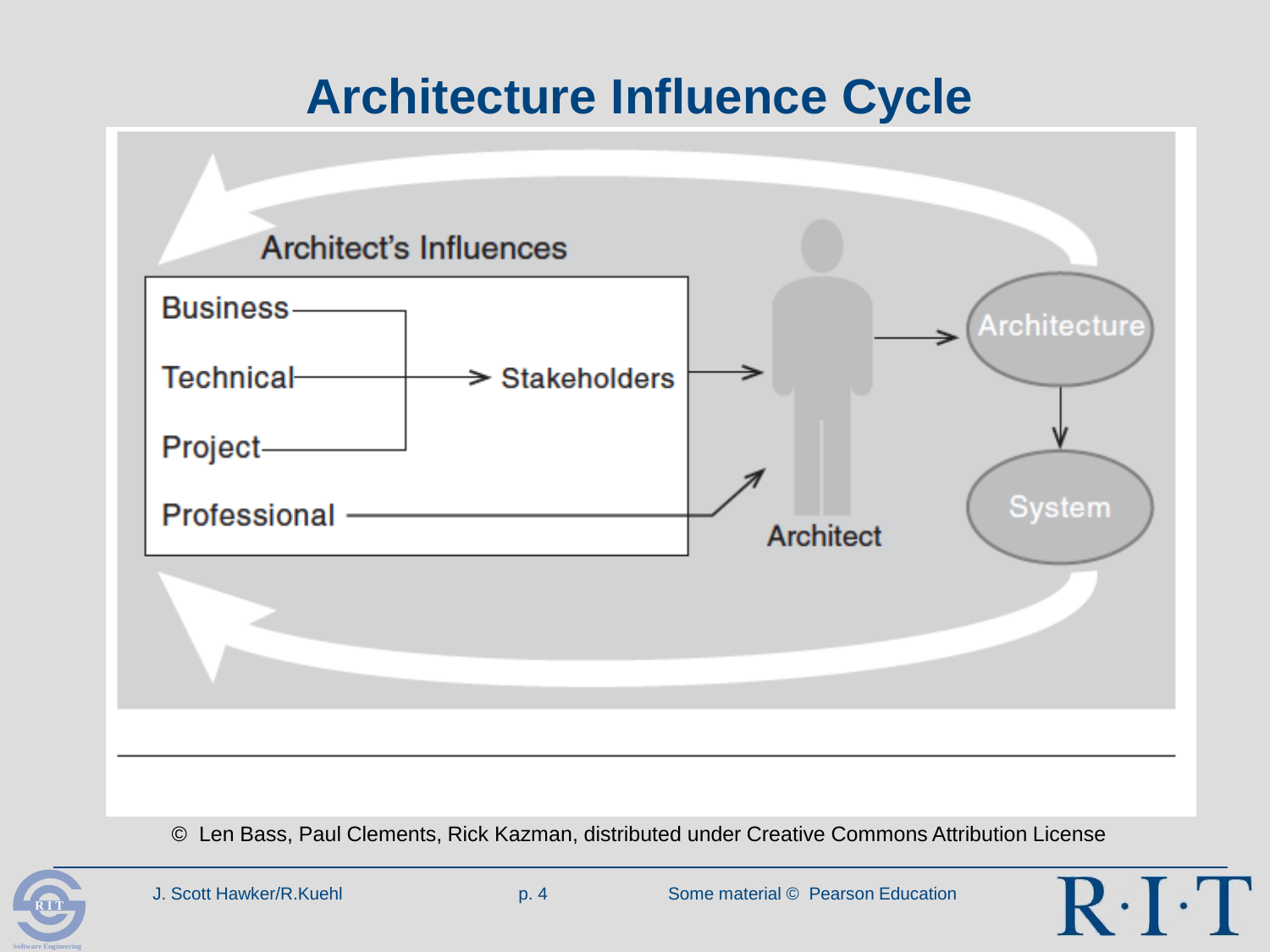# Architecture Influence Cycle

Architect's Influences

- Business
- Technical
- Project
- Professional

Stakeholders

Architect

Architecture

System

© Len Bass, Paul Clements, Rick Kazman, distributed under Creative Commons Attribution License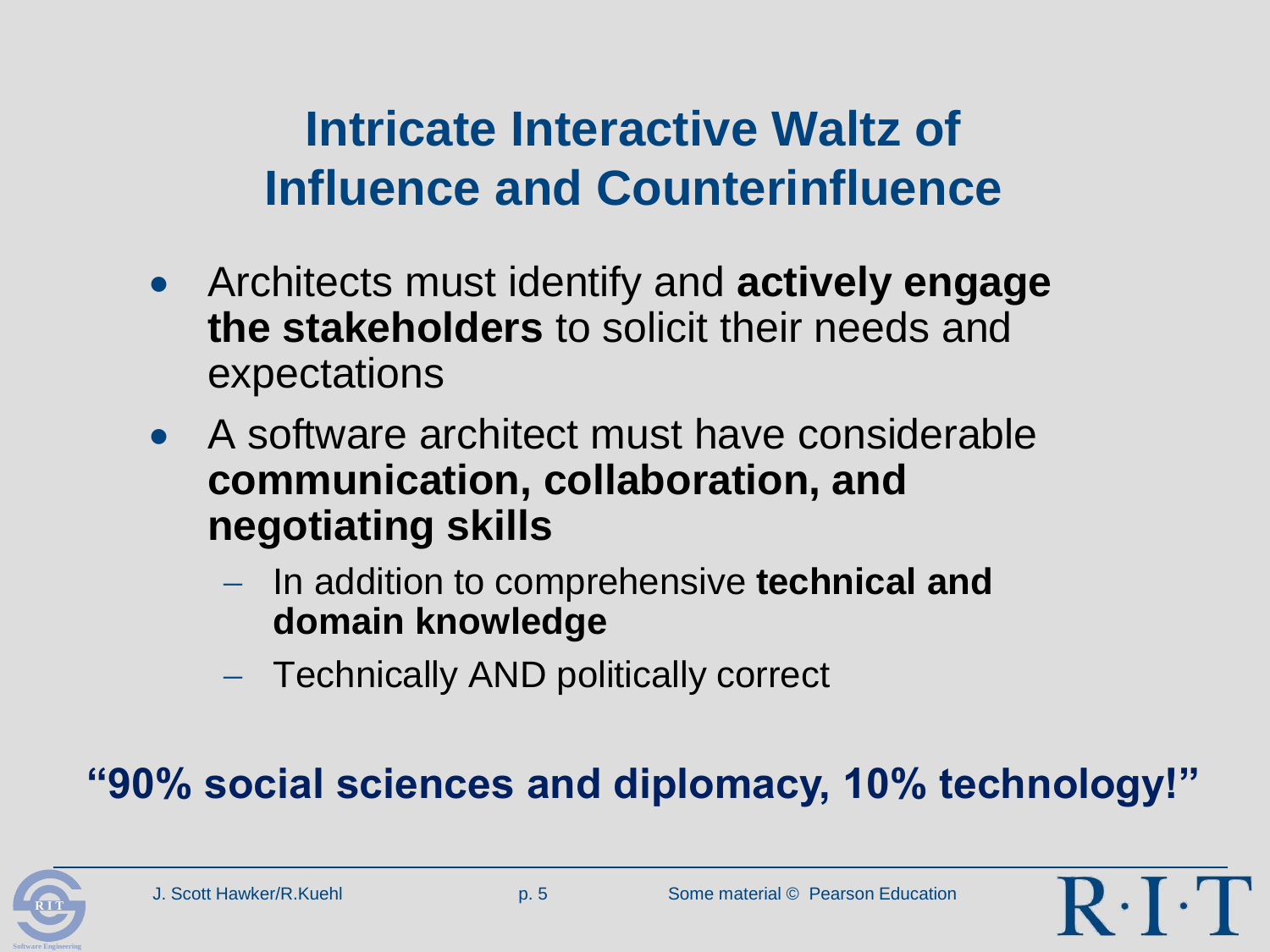# Intricate Interactive Waltz of Influence and Counterinfluence

- Architects must identify and **actively engage the stakeholders** to solicit their needs and expectations
- A software architect must have considerable **communication, collaboration, and negotiating skills**
  - In addition to comprehensive **technical and domain knowledge**
  - Technically AND politically correct

**"90% social sciences and diplomacy, 10% technology!"**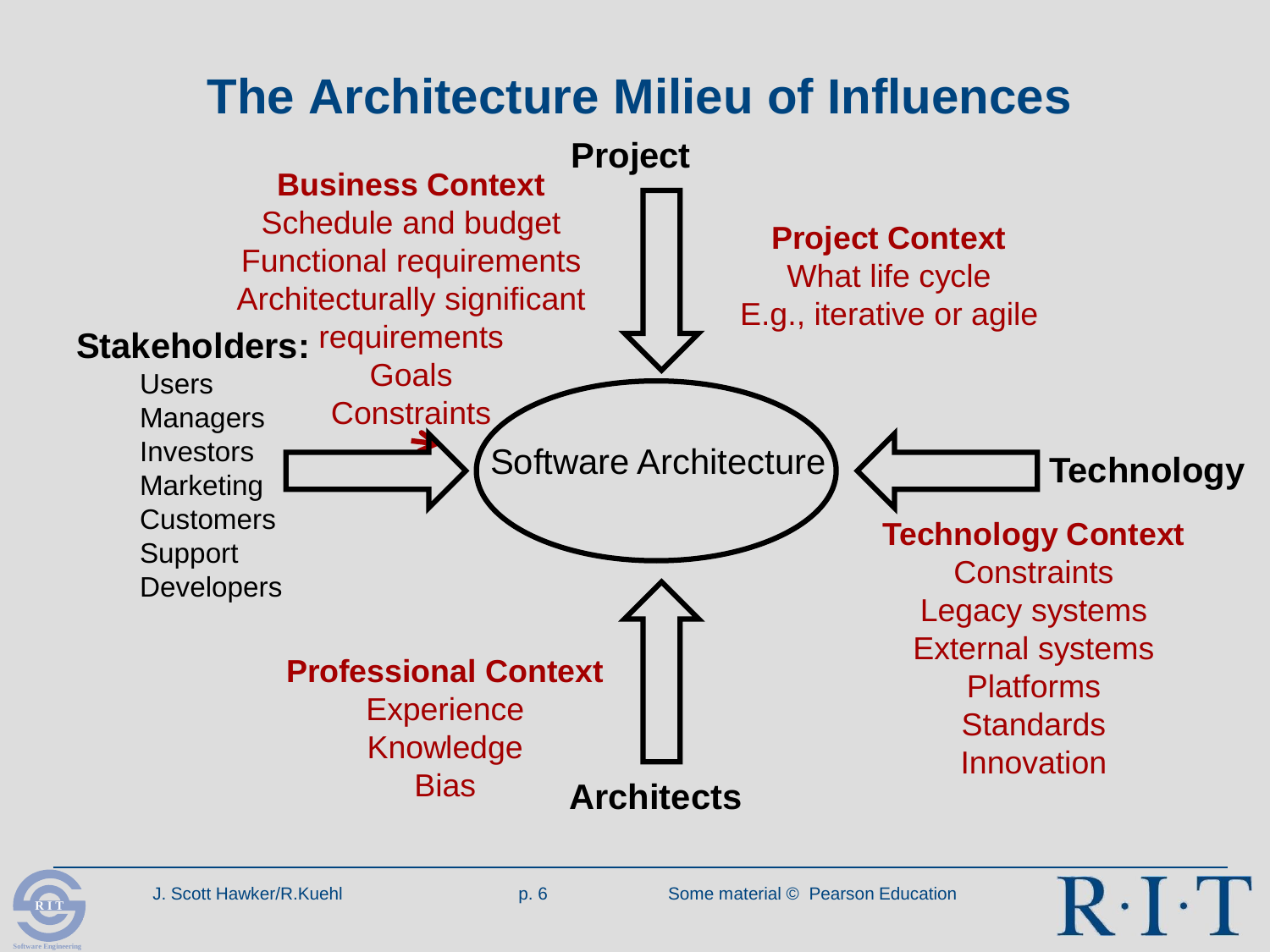# The Architecture Milieu of Influences

**Project**

**Business Context**
Schedule and budget
Functional requirements
Architecturally significant requirements
Goals
Constraints

**Project Context**
What life cycle
E.g., iterative or agile

**Stakeholders:**
- Users
- Managers
- Investors
- Marketing
- Customers
- Support
- Developers

Software Architecture

**Technology**

**Technology Context**
Constraints
Legacy systems
External systems
Platforms
Standards
Innovation

**Professional Context**
Experience
Knowledge
Bias

**Architects**

J. Scott Hawker/R.Kuehl

Some material © Pearson Education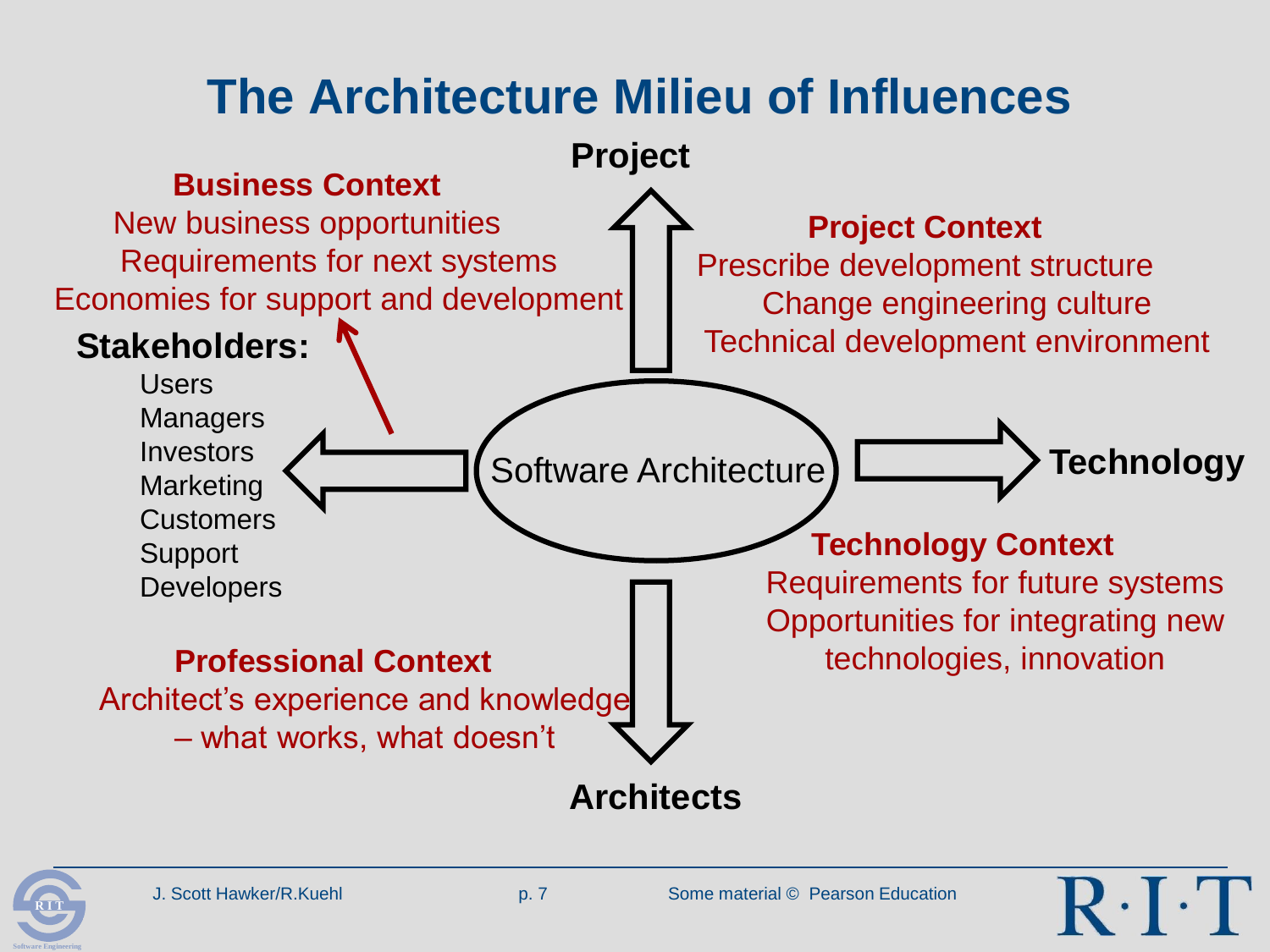# The Architecture Milieu of Influences

**Project**

**Business Context**
New business opportunities
Requirements for next systems
Economies for support and development

**Stakeholders:**

- Users
- Managers
- Investors
- Marketing
- Customers
- Support
- Developers

**Project Context**
Prescribe development structure
Change engineering culture
Technical development environment

Software Architecture

**Technology**

**Technology Context**
Requirements for future systems
Opportunities for integrating new technologies, innovation

**Professional Context**
Architect's experience and knowledge – what works, what doesn't

**Architects**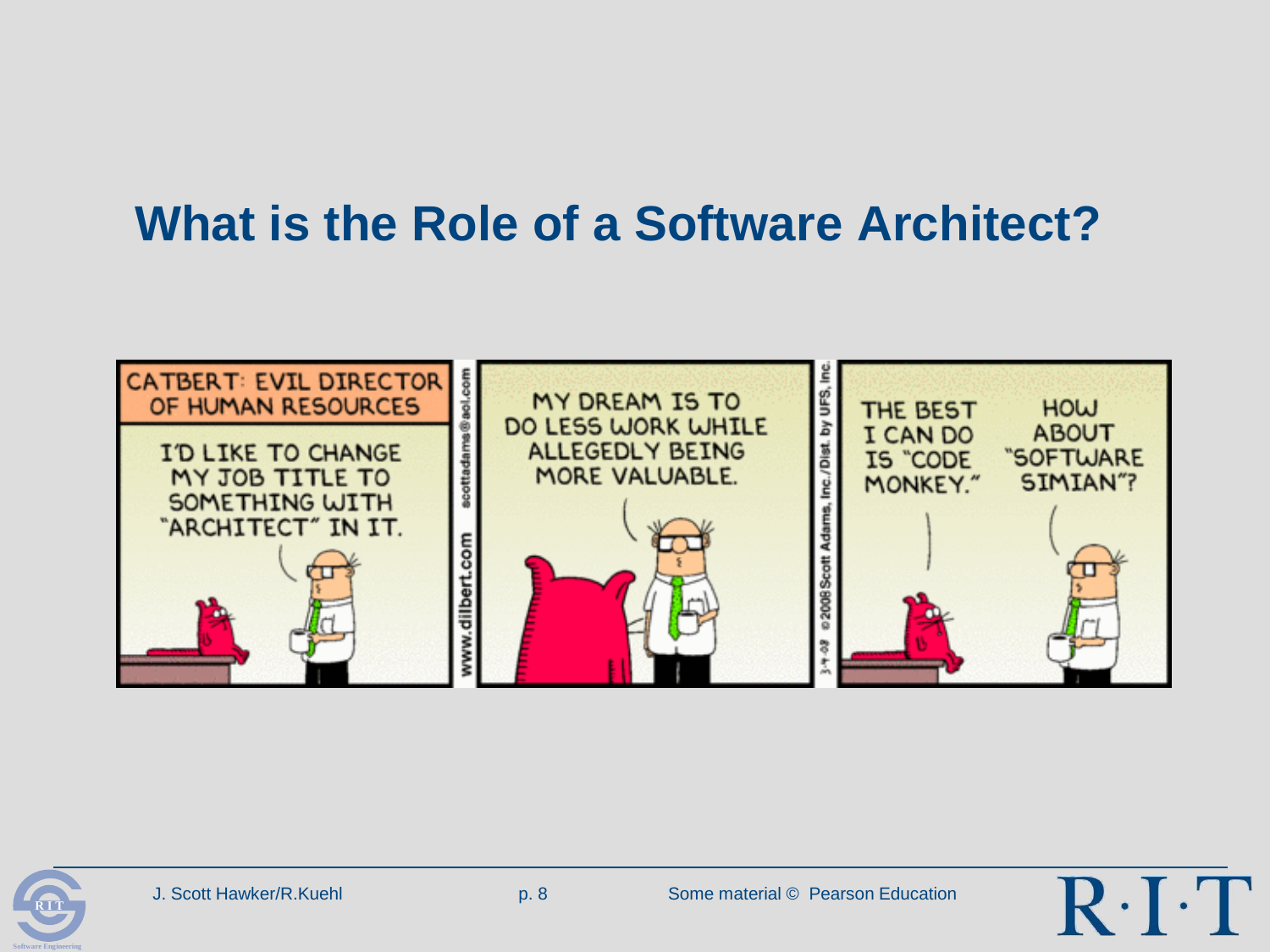# What is the Role of a Software Architect?

CATBERT: EVIL DIRECTOR OF HUMAN RESOURCES

I'D LIKE TO CHANGE MY JOB TITLE TO SOMETHING WITH "ARCHITECT" IN IT.

MY DREAM IS TO DO LESS WORK WHILE ALLEGEDLY BEING MORE VALUABLE.

THE BEST I CAN DO IS "CODE MONKEY."

HOW ABOUT "SOFTWARE SIMIAN"?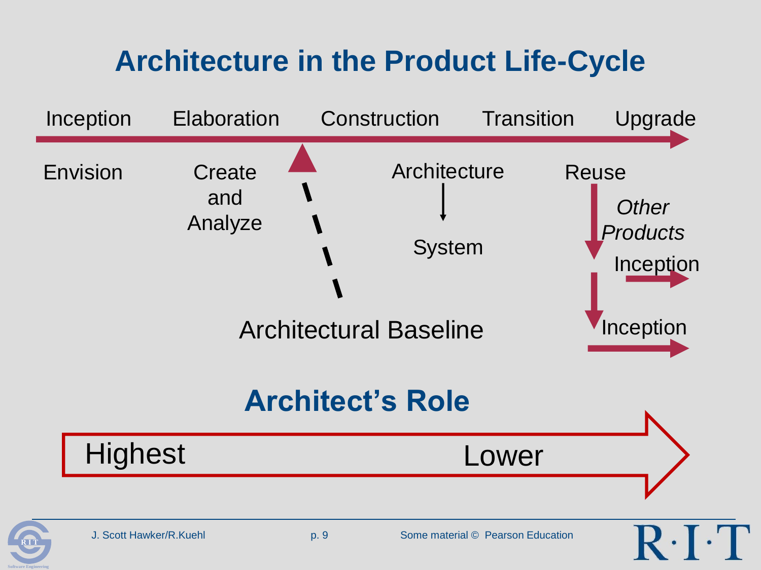# Architecture in the Product Life-Cycle

Inception Elaboration Construction Transition Upgrade

Envision

Create and Analyze

Architecture → System

Reuse

*Other Products*

Inception

Inception

Architectural Baseline

## Architect's Role

Highest Lower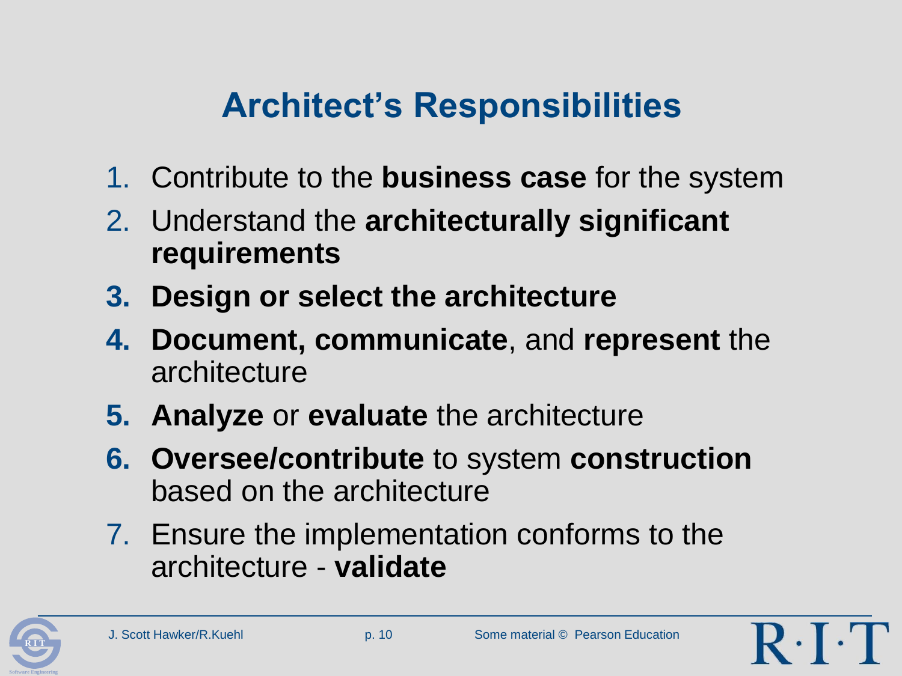# Architect's Responsibilities

1. Contribute to the **business case** for the system
2. Understand the **architecturally significant requirements**
3. **Design or select the architecture**
4. **Document, communicate**, and **represent** the architecture
5. **Analyze** or **evaluate** the architecture
6. **Oversee/contribute** to system **construction** based on the architecture
7. Ensure the implementation conforms to the architecture - **validate**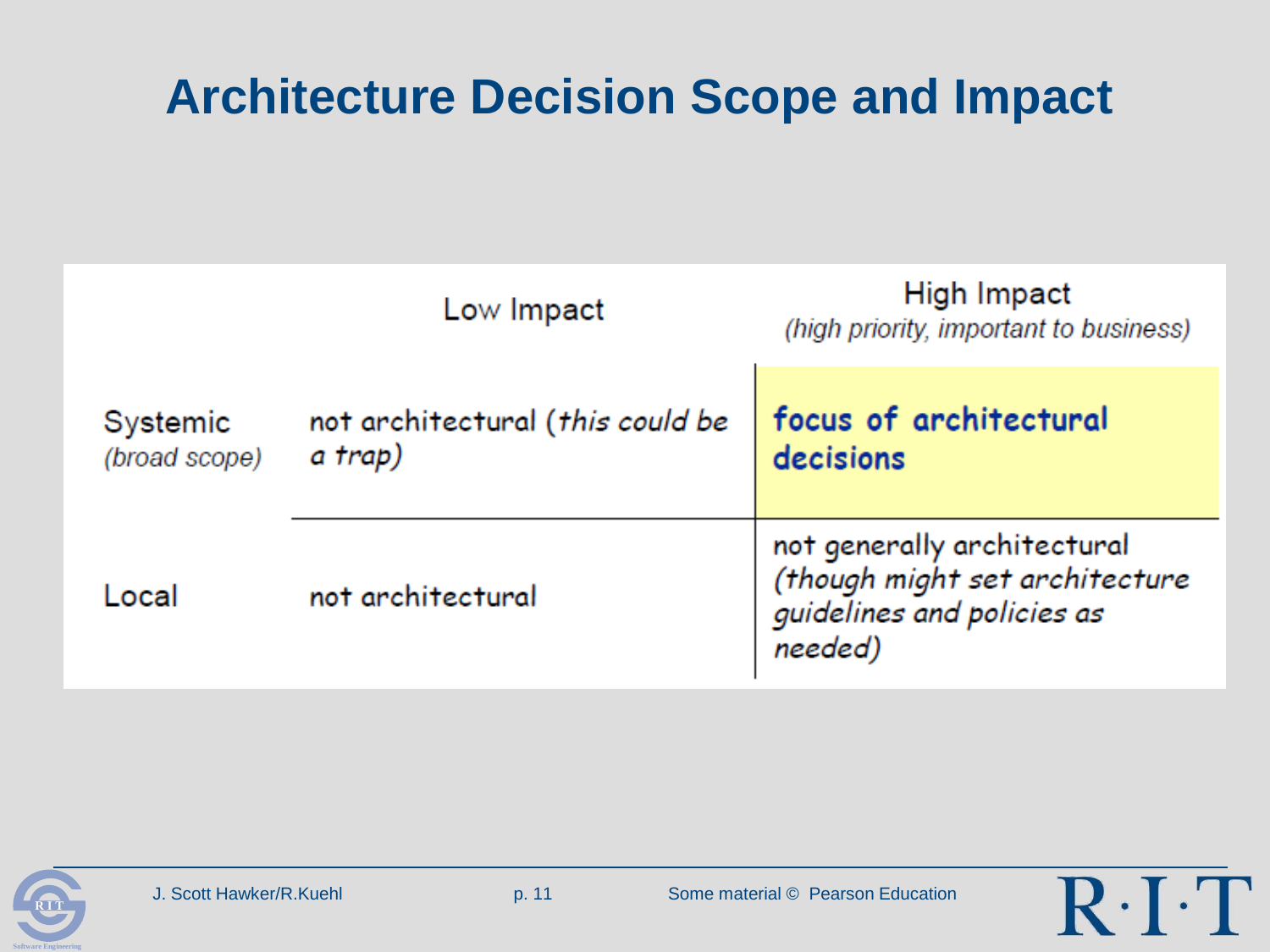# Architecture Decision Scope and Impact

| | Low Impact | High Impact *(high priority, important to business)* |
|---|---|---|
| Systemic *(broad scope)* | not architectural (*this could be a trap)* | **focus of architectural decisions** |
| Local | not architectural | not generally architectural *(though might set architecture guidelines and policies as needed)* |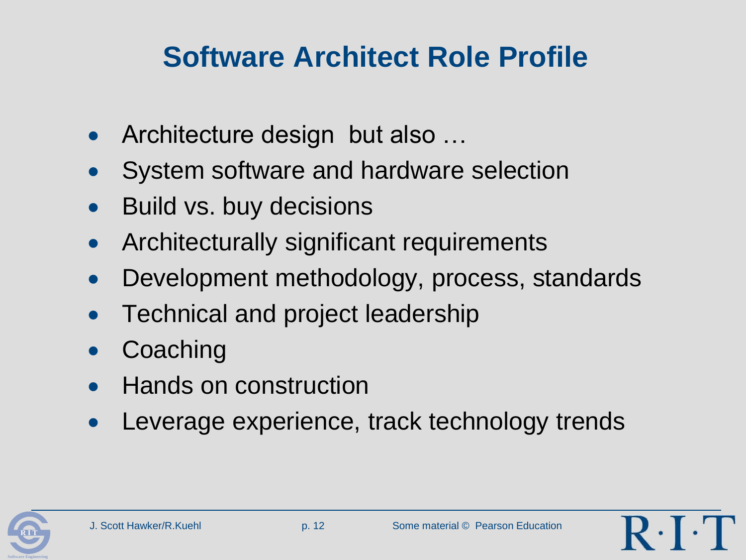# Software Architect Role Profile

- Architecture design but also …
- System software and hardware selection
- Build vs. buy decisions
- Architecturally significant requirements
- Development methodology, process, standards
- Technical and project leadership
- Coaching
- Hands on construction
- Leverage experience, track technology trends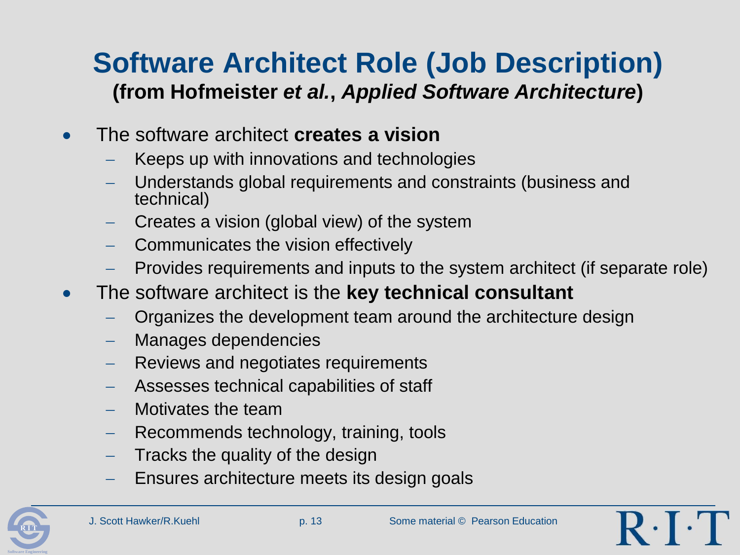# Software Architect Role (Job Description)

**(from Hofmeister *et al.*, *Applied Software Architecture*)**

- The software architect **creates a vision**
  - Keeps up with innovations and technologies
  - Understands global requirements and constraints (business and technical)
  - Creates a vision (global view) of the system
  - Communicates the vision effectively
  - Provides requirements and inputs to the system architect (if separate role)
- The software architect is the **key technical consultant**
  - Organizes the development team around the architecture design
  - Manages dependencies
  - Reviews and negotiates requirements
  - Assesses technical capabilities of staff
  - Motivates the team
  - Recommends technology, training, tools
  - Tracks the quality of the design
  - Ensures architecture meets its design goals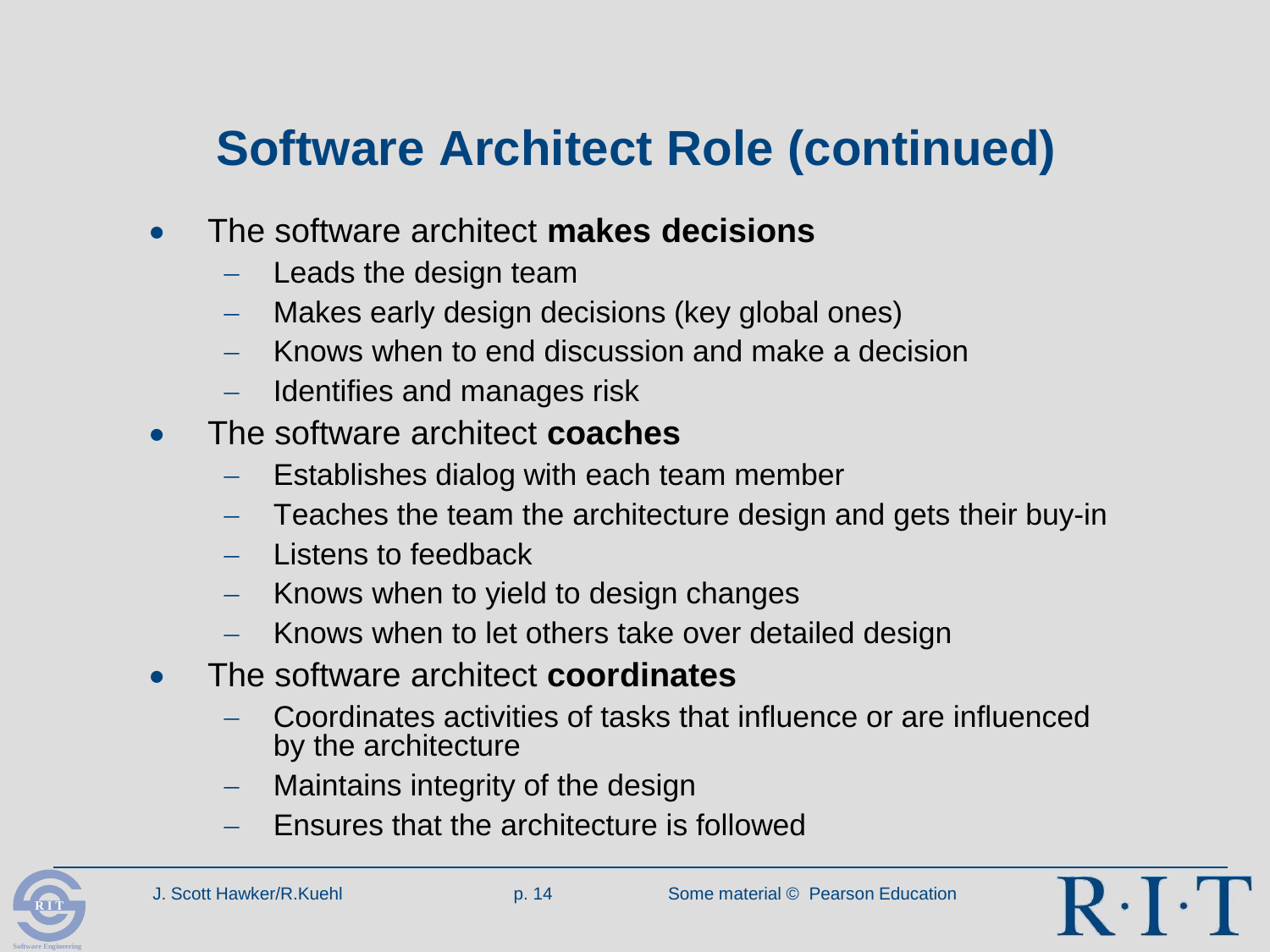# Software Architect Role (continued)

- The software architect **makes decisions**
  - Leads the design team
  - Makes early design decisions (key global ones)
  - Knows when to end discussion and make a decision
  - Identifies and manages risk
- The software architect **coaches**
  - Establishes dialog with each team member
  - Teaches the team the architecture design and gets their buy-in
  - Listens to feedback
  - Knows when to yield to design changes
  - Knows when to let others take over detailed design
- The software architect **coordinates**
  - Coordinates activities of tasks that influence or are influenced by the architecture
  - Maintains integrity of the design
  - Ensures that the architecture is followed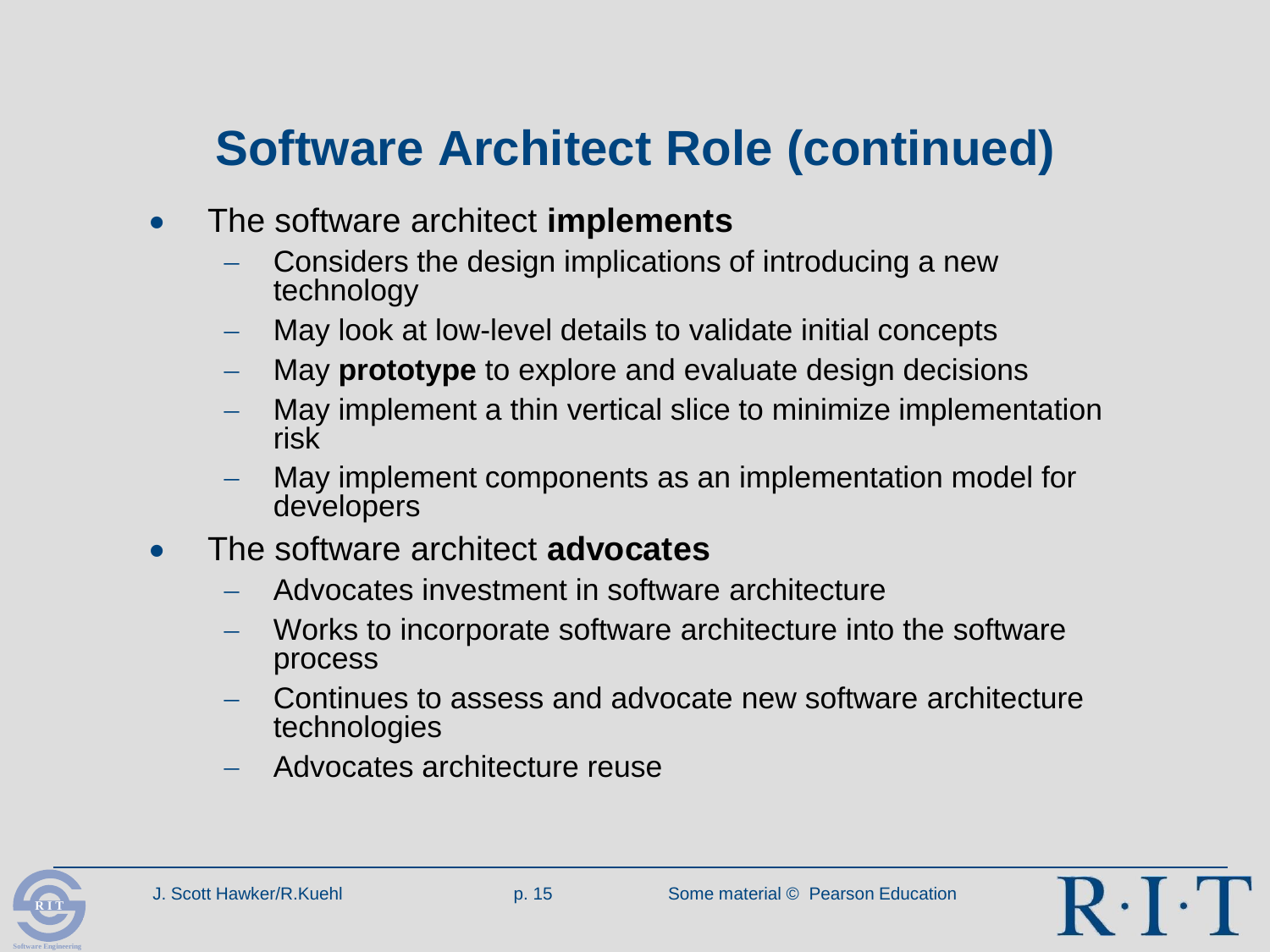# Software Architect Role (continued)

- The software architect **implements**
  - Considers the design implications of introducing a new technology
  - May look at low-level details to validate initial concepts
  - May **prototype** to explore and evaluate design decisions
  - May implement a thin vertical slice to minimize implementation risk
  - May implement components as an implementation model for developers
- The software architect **advocates**
  - Advocates investment in software architecture
  - Works to incorporate software architecture into the software process
  - Continues to assess and advocate new software architecture technologies
  - Advocates architecture reuse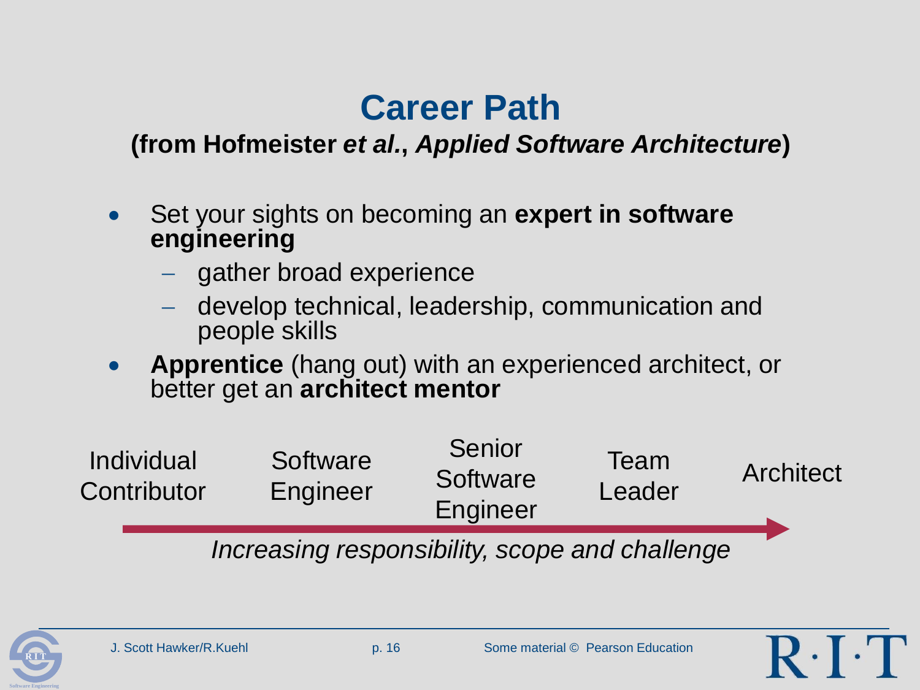# Career Path

**(from Hofmeister *et al.*, *Applied Software Architecture*)**

- Set your sights on becoming an **expert in software engineering**
  - gather broad experience
  - develop technical, leadership, communication and people skills
- **Apprentice** (hang out) with an experienced architect, or better get an **architect mentor**

Individual Contributor

Software Engineer

Senior Software Engineer

Team Leader

Architect

*Increasing responsibility, scope and challenge*